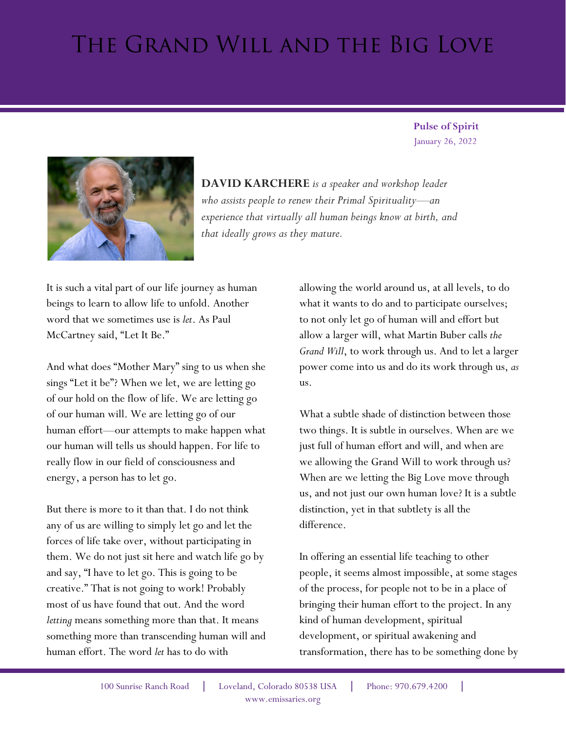# The Grand Will and the Big Love

**Pulse of Spirit**
January 26, 2022

**DAVID KARCHERE** *is a speaker and workshop leader who assists people to renew their Primal Spirituality—an experience that virtually all human beings know at birth, and that ideally grows as they mature.*

It is such a vital part of our life journey as human beings to learn to allow life to unfold. Another word that we sometimes use is *let*. As Paul McCartney said, "Let It Be."

And what does "Mother Mary" sing to us when she sings "Let it be"? When we let, we are letting go of our hold on the flow of life. We are letting go of our human will. We are letting go of our human effort—our attempts to make happen what our human will tells us should happen. For life to really flow in our field of consciousness and energy, a person has to let go.

But there is more to it than that. I do not think any of us are willing to simply let go and let the forces of life take over, without participating in them. We do not just sit here and watch life go by and say, "I have to let go. This is going to be creative." That is not going to work! Probably most of us have found that out. And the word *letting* means something more than that. It means something more than transcending human will and human effort. The word *let* has to do with allowing the world around us, at all levels, to do what it wants to do and to participate ourselves; to not only let go of human will and effort but allow a larger will, what Martin Buber calls *the Grand Will*, to work through us. And to let a larger power come into us and do its work through us, *as* us.

What a subtle shade of distinction between those two things. It is subtle in ourselves. When are we just full of human effort and will, and when are we allowing the Grand Will to work through us? When are we letting the Big Love move through us, and not just our own human love? It is a subtle distinction, yet in that subtlety is all the difference.

In offering an essential life teaching to other people, it seems almost impossible, at some stages of the process, for people not to be in a place of bringing their human effort to the project. In any kind of human development, spiritual development, or spiritual awakening and transformation, there has to be something done by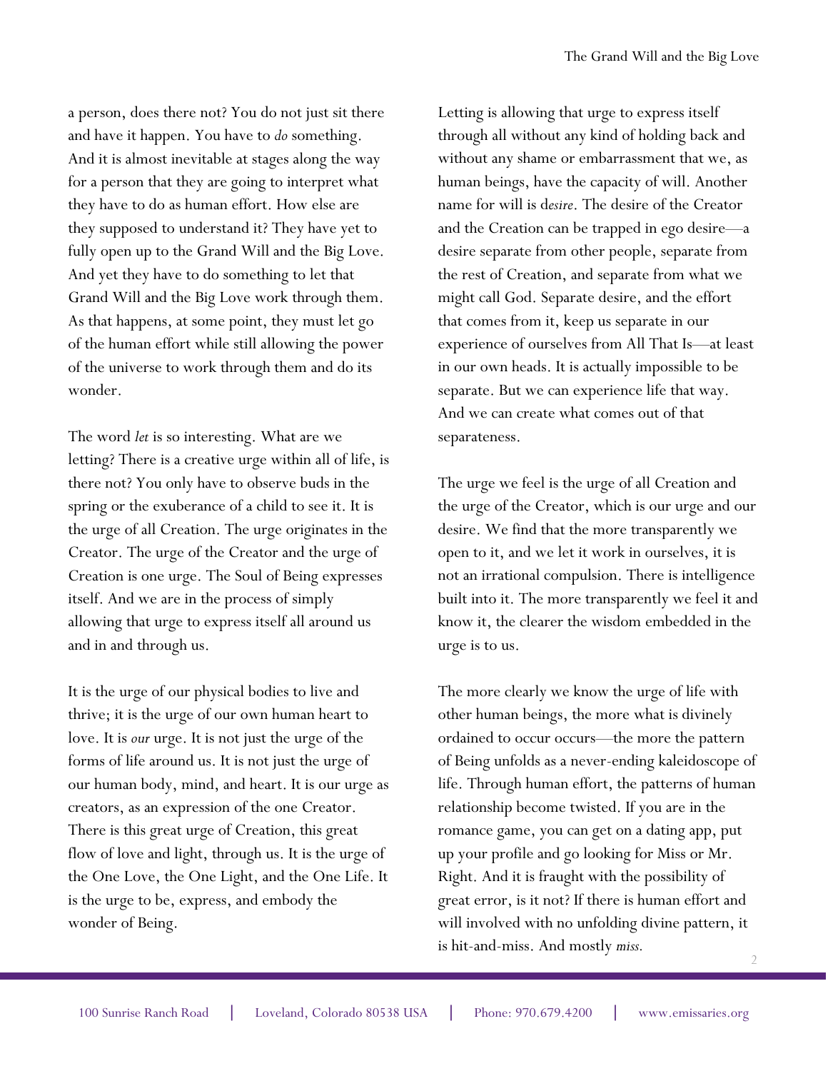a person, does there not? You do not just sit there and have it happen. You have to *do* something. And it is almost inevitable at stages along the way for a person that they are going to interpret what they have to do as human effort. How else are they supposed to understand it? They have yet to fully open up to the Grand Will and the Big Love. And yet they have to do something to let that Grand Will and the Big Love work through them. As that happens, at some point, they must let go of the human effort while still allowing the power of the universe to work through them and do its wonder.

The word *let* is so interesting. What are we letting? There is a creative urge within all of life, is there not? You only have to observe buds in the spring or the exuberance of a child to see it. It is the urge of all Creation. The urge originates in the Creator. The urge of the Creator and the urge of Creation is one urge. The Soul of Being expresses itself. And we are in the process of simply allowing that urge to express itself all around us and in and through us.

It is the urge of our physical bodies to live and thrive; it is the urge of our own human heart to love. It is *our* urge. It is not just the urge of the forms of life around us. It is not just the urge of our human body, mind, and heart. It is our urge as creators, as an expression of the one Creator. There is this great urge of Creation, this great flow of love and light, through us. It is the urge of the One Love, the One Light, and the One Life. It is the urge to be, express, and embody the wonder of Being.

Letting is allowing that urge to express itself through all without any kind of holding back and without any shame or embarrassment that we, as human beings, have the capacity of will. Another name for will is d*esire*. The desire of the Creator and the Creation can be trapped in ego desire—a desire separate from other people, separate from the rest of Creation, and separate from what we might call God. Separate desire, and the effort that comes from it, keep us separate in our experience of ourselves from All That Is—at least in our own heads. It is actually impossible to be separate. But we can experience life that way. And we can create what comes out of that separateness.

The urge we feel is the urge of all Creation and the urge of the Creator, which is our urge and our desire. We find that the more transparently we open to it, and we let it work in ourselves, it is not an irrational compulsion. There is intelligence built into it. The more transparently we feel it and know it, the clearer the wisdom embedded in the urge is to us.

The more clearly we know the urge of life with other human beings, the more what is divinely ordained to occur occurs—the more the pattern of Being unfolds as a never-ending kaleidoscope of life. Through human effort, the patterns of human relationship become twisted. If you are in the romance game, you can get on a dating app, put up your profile and go looking for Miss or Mr. Right. And it is fraught with the possibility of great error, is it not? If there is human effort and will involved with no unfolding divine pattern, it is hit-and-miss. And mostly *miss.*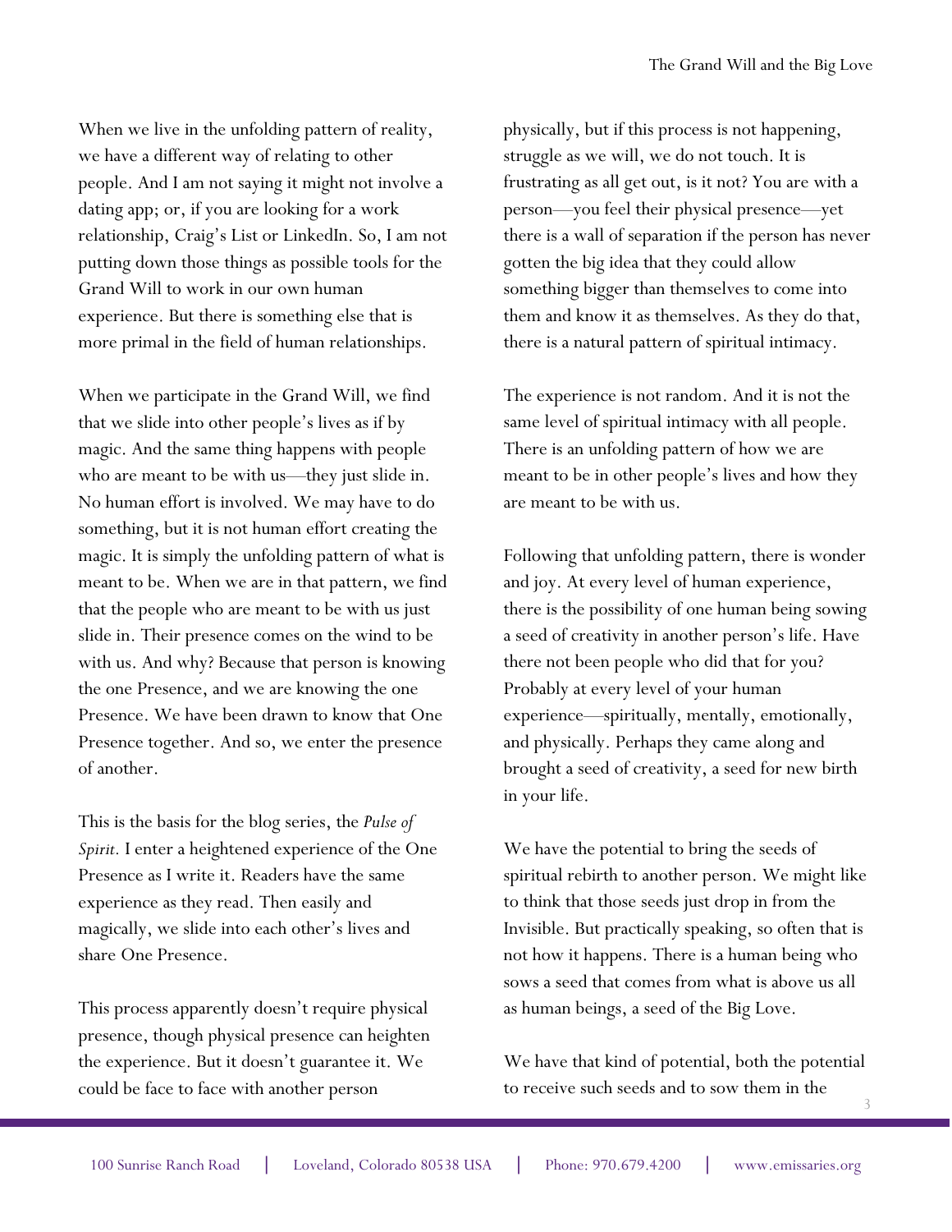When we live in the unfolding pattern of reality, we have a different way of relating to other people. And I am not saying it might not involve a dating app; or, if you are looking for a work relationship, Craig's List or LinkedIn. So, I am not putting down those things as possible tools for the Grand Will to work in our own human experience. But there is something else that is more primal in the field of human relationships.

When we participate in the Grand Will, we find that we slide into other people's lives as if by magic. And the same thing happens with people who are meant to be with us—they just slide in. No human effort is involved. We may have to do something, but it is not human effort creating the magic. It is simply the unfolding pattern of what is meant to be. When we are in that pattern, we find that the people who are meant to be with us just slide in. Their presence comes on the wind to be with us. And why? Because that person is knowing the one Presence, and we are knowing the one Presence. We have been drawn to know that One Presence together. And so, we enter the presence of another.

This is the basis for the blog series, the *Pulse of Spirit*. I enter a heightened experience of the One Presence as I write it. Readers have the same experience as they read. Then easily and magically, we slide into each other's lives and share One Presence.

This process apparently doesn't require physical presence, though physical presence can heighten the experience. But it doesn't guarantee it. We could be face to face with another person physically, but if this process is not happening, struggle as we will, we do not touch. It is frustrating as all get out, is it not? You are with a person—you feel their physical presence—yet there is a wall of separation if the person has never gotten the big idea that they could allow something bigger than themselves to come into them and know it as themselves. As they do that, there is a natural pattern of spiritual intimacy.

The experience is not random. And it is not the same level of spiritual intimacy with all people. There is an unfolding pattern of how we are meant to be in other people's lives and how they are meant to be with us.

Following that unfolding pattern, there is wonder and joy. At every level of human experience, there is the possibility of one human being sowing a seed of creativity in another person's life. Have there not been people who did that for you? Probably at every level of your human experience—spiritually, mentally, emotionally, and physically. Perhaps they came along and brought a seed of creativity, a seed for new birth in your life.

We have the potential to bring the seeds of spiritual rebirth to another person. We might like to think that those seeds just drop in from the Invisible. But practically speaking, so often that is not how it happens. There is a human being who sows a seed that comes from what is above us all as human beings, a seed of the Big Love.

We have that kind of potential, both the potential to receive such seeds and to sow them in the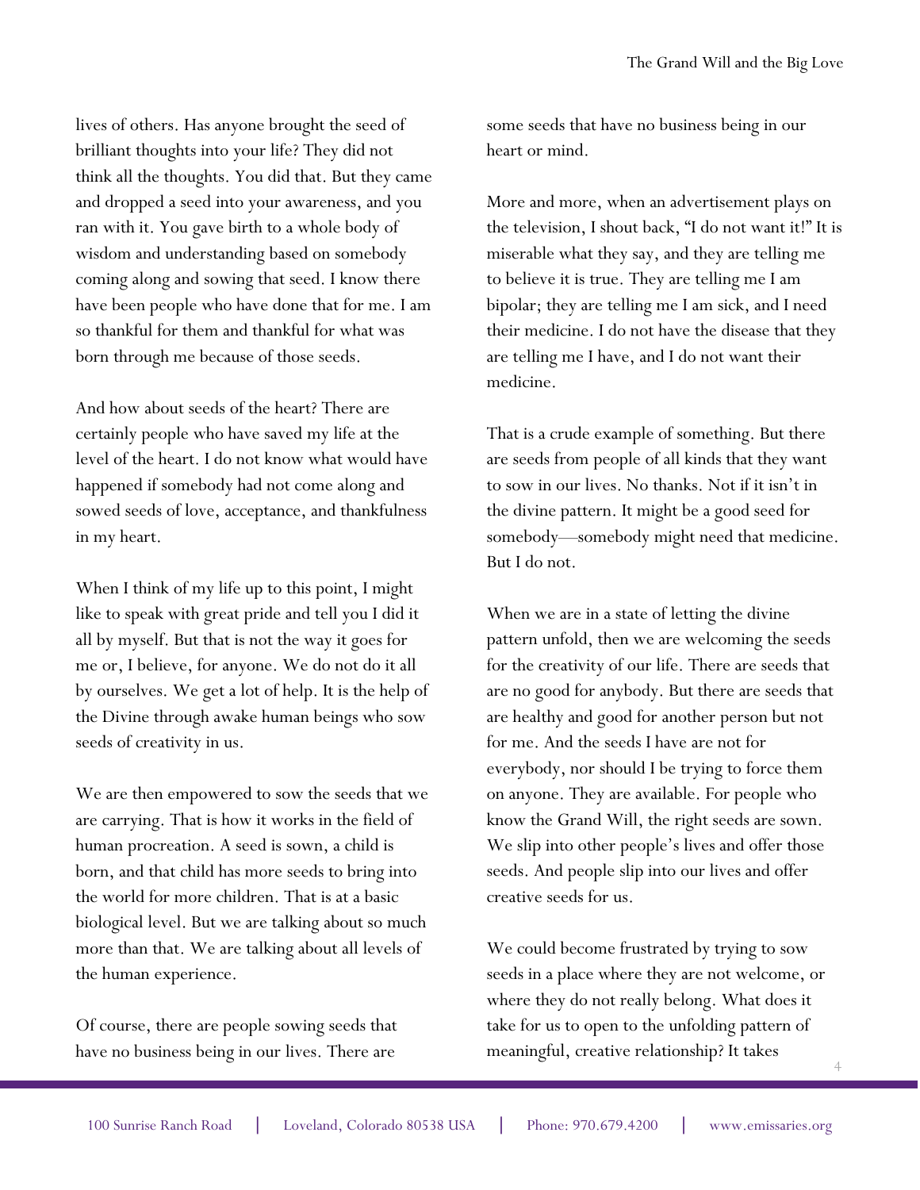lives of others. Has anyone brought the seed of brilliant thoughts into your life? They did not think all the thoughts. You did that. But they came and dropped a seed into your awareness, and you ran with it. You gave birth to a whole body of wisdom and understanding based on somebody coming along and sowing that seed. I know there have been people who have done that for me. I am so thankful for them and thankful for what was born through me because of those seeds.

And how about seeds of the heart? There are certainly people who have saved my life at the level of the heart. I do not know what would have happened if somebody had not come along and sowed seeds of love, acceptance, and thankfulness in my heart.

When I think of my life up to this point, I might like to speak with great pride and tell you I did it all by myself. But that is not the way it goes for me or, I believe, for anyone. We do not do it all by ourselves. We get a lot of help. It is the help of the Divine through awake human beings who sow seeds of creativity in us.

We are then empowered to sow the seeds that we are carrying. That is how it works in the field of human procreation. A seed is sown, a child is born, and that child has more seeds to bring into the world for more children. That is at a basic biological level. But we are talking about so much more than that. We are talking about all levels of the human experience.

Of course, there are people sowing seeds that have no business being in our lives. There are some seeds that have no business being in our heart or mind.

More and more, when an advertisement plays on the television, I shout back, "I do not want it!" It is miserable what they say, and they are telling me to believe it is true. They are telling me I am bipolar; they are telling me I am sick, and I need their medicine. I do not have the disease that they are telling me I have, and I do not want their medicine.

That is a crude example of something. But there are seeds from people of all kinds that they want to sow in our lives. No thanks. Not if it isn't in the divine pattern. It might be a good seed for somebody—somebody might need that medicine. But I do not.

When we are in a state of letting the divine pattern unfold, then we are welcoming the seeds for the creativity of our life. There are seeds that are no good for anybody. But there are seeds that are healthy and good for another person but not for me. And the seeds I have are not for everybody, nor should I be trying to force them on anyone. They are available. For people who know the Grand Will, the right seeds are sown. We slip into other people's lives and offer those seeds. And people slip into our lives and offer creative seeds for us.

We could become frustrated by trying to sow seeds in a place where they are not welcome, or where they do not really belong. What does it take for us to open to the unfolding pattern of meaningful, creative relationship? It takes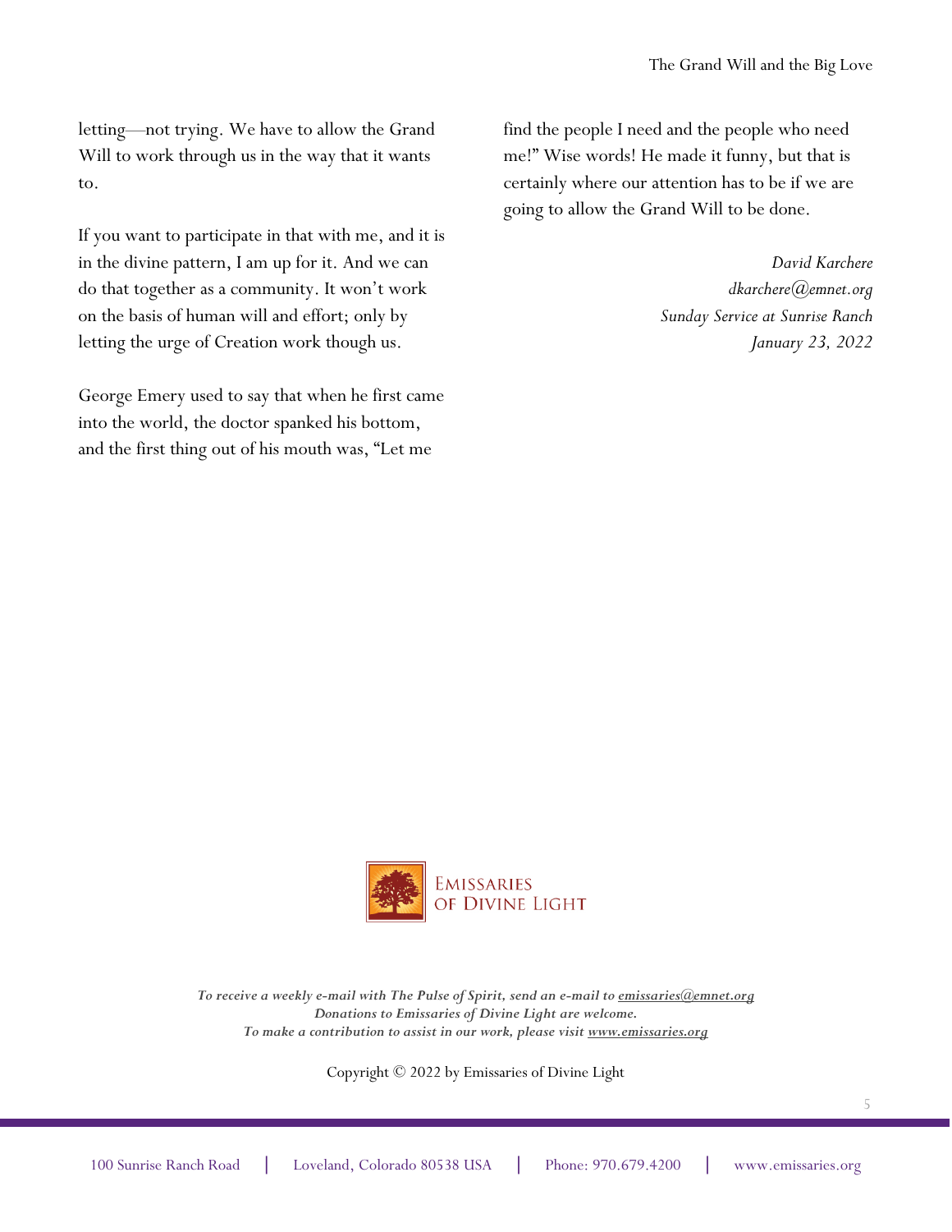letting—not trying. We have to allow the Grand Will to work through us in the way that it wants to.

If you want to participate in that with me, and it is in the divine pattern, I am up for it. And we can do that together as a community. It won't work on the basis of human will and effort; only by letting the urge of Creation work though us.

George Emery used to say that when he first came into the world, the doctor spanked his bottom, and the first thing out of his mouth was, "Let me find the people I need and the people who need me!" Wise words! He made it funny, but that is certainly where our attention has to be if we are going to allow the Grand Will to be done.

*David Karchere*
*dkarchere@emnet.org*
*Sunday Service at Sunrise Ranch*
*January 23, 2022*

Emissaries of Divine Light

***To receive a weekly e-mail with The Pulse of Spirit, send an e-mail to emissaries@emnet.org***
***Donations to Emissaries of Divine Light are welcome.***
***To make a contribution to assist in our work, please visit www.emissaries.org***

Copyright © 2022 by Emissaries of Divine Light

100 Sunrise Ranch Road | Loveland, Colorado 80538 USA | Phone: 970.679.4200 | www.emissaries.org